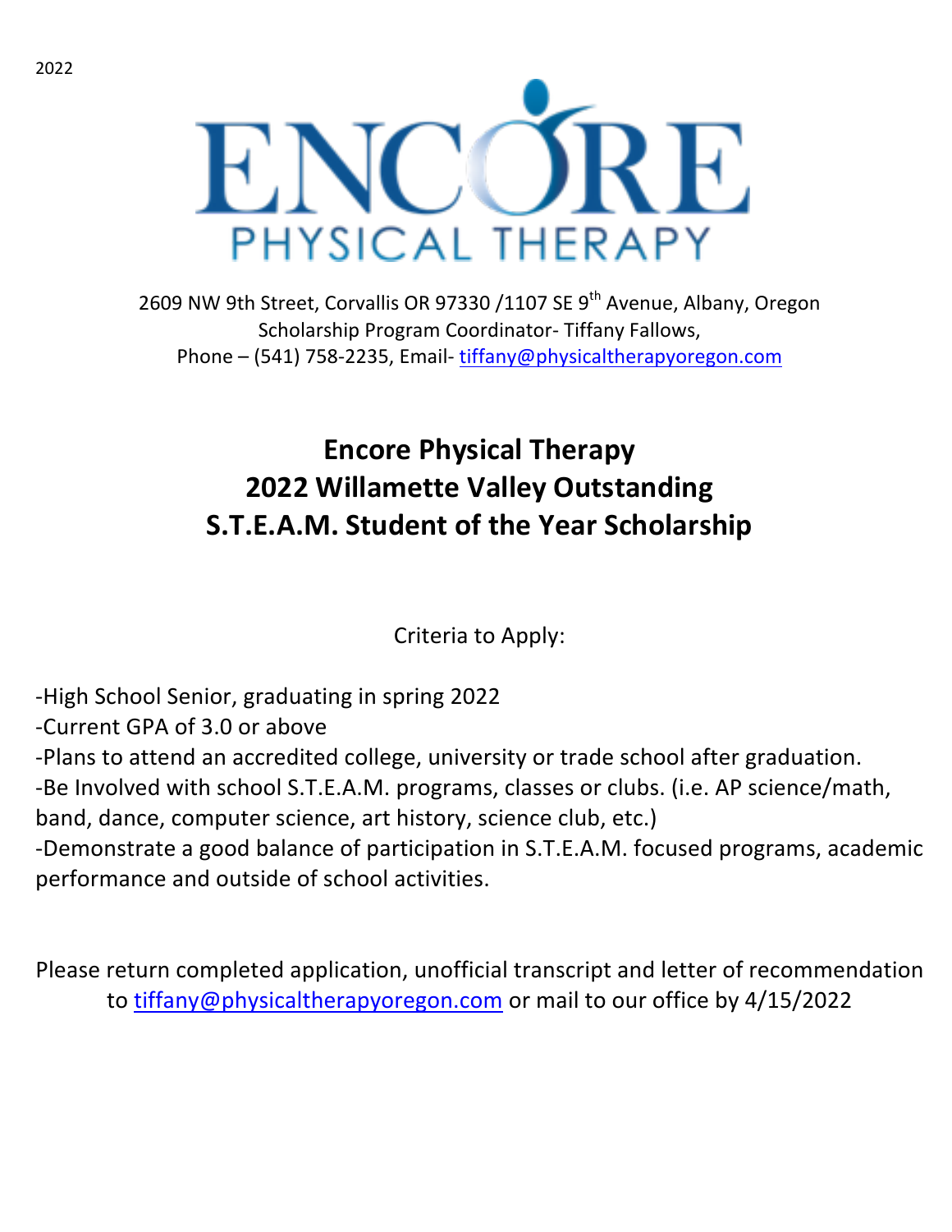2022

ENCORE

PHYSICAL THERAPY

2609 NW 9th Street, Corvallis OR 97330 /1107 SE 9th Avenue, Albany, Oregon
Scholarship Program Coordinator- Tiffany Fallows,
Phone – (541) 758-2235, Email- tiffany@physicaltherapyoregon.com

# Encore Physical Therapy 2022 Willamette Valley Outstanding S.T.E.A.M. Student of the Year Scholarship

Criteria to Apply:

-High School Senior, graduating in spring 2022
-Current GPA of 3.0 or above
-Plans to attend an accredited college, university or trade school after graduation.
-Be Involved with school S.T.E.A.M. programs, classes or clubs. (i.e. AP science/math, band, dance, computer science, art history, science club, etc.)
-Demonstrate a good balance of participation in S.T.E.A.M. focused programs, academic performance and outside of school activities.

Please return completed application, unofficial transcript and letter of recommendation to tiffany@physicaltherapyoregon.com or mail to our office by 4/15/2022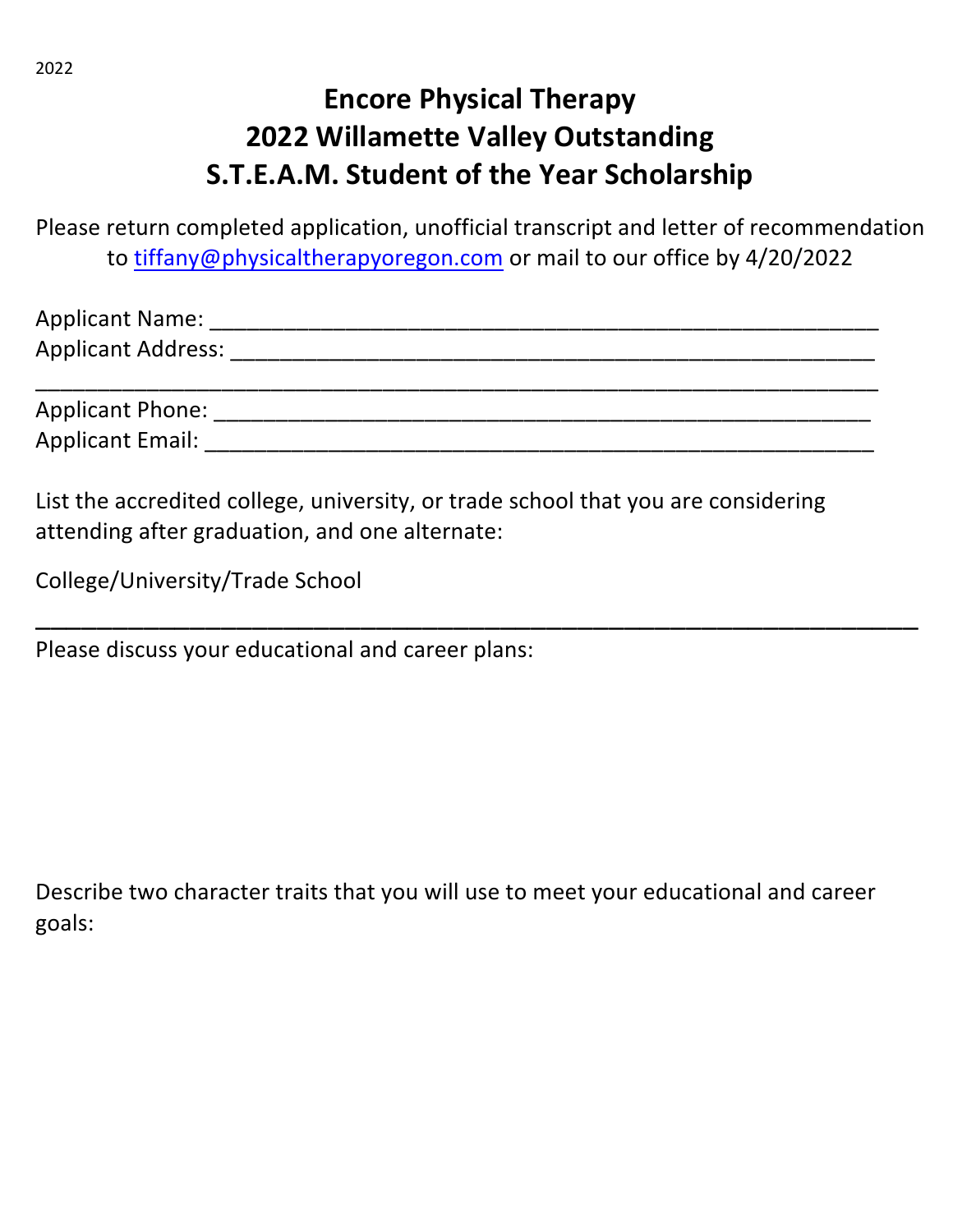2022

# Encore Physical Therapy
# 2022 Willamette Valley Outstanding
# S.T.E.A.M. Student of the Year Scholarship

Please return completed application, unofficial transcript and letter of recommendation to tiffany@physicaltherapyoregon.com or mail to our office by 4/20/2022

Applicant Name: ______________________________________________________

Applicant Address: ____________________________________________________

_________________________________________________________________

Applicant Phone: _____________________________________________________

Applicant Email: ______________________________________________________

List the accredited college, university, or trade school that you are considering attending after graduation, and one alternate:

College/University/Trade School

_________________________________________________________________

Please discuss your educational and career plans:

Describe two character traits that you will use to meet your educational and career goals: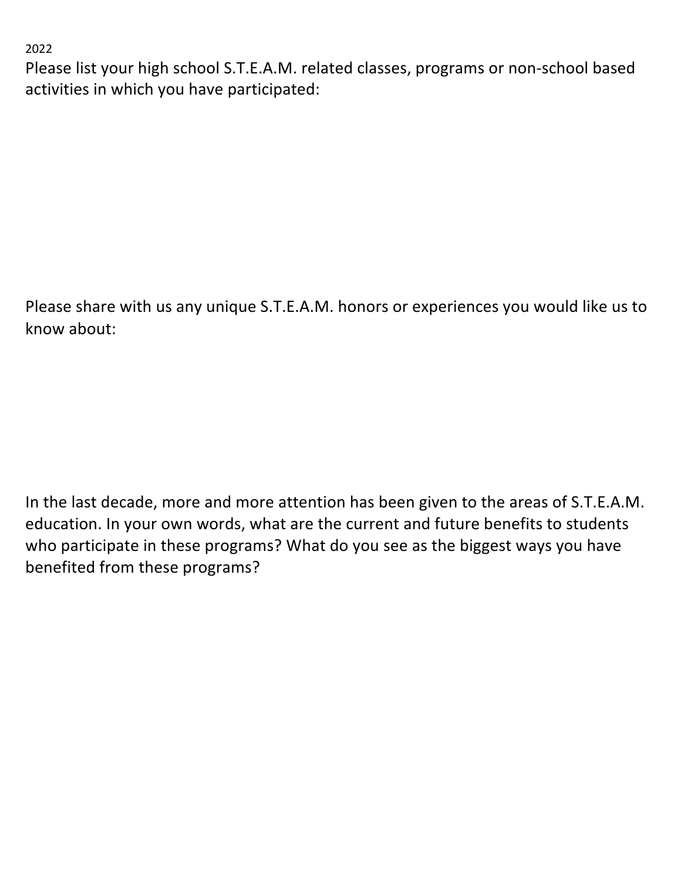2022

Please list your high school S.T.E.A.M. related classes, programs or non-school based activities in which you have participated:

Please share with us any unique S.T.E.A.M. honors or experiences you would like us to know about:

In the last decade, more and more attention has been given to the areas of S.T.E.A.M. education. In your own words, what are the current and future benefits to students who participate in these programs? What do you see as the biggest ways you have benefited from these programs?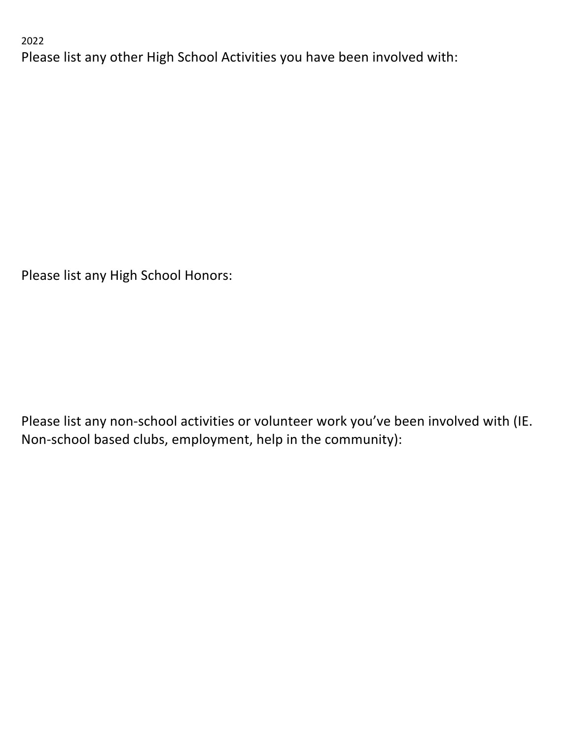2022

Please list any other High School Activities you have been involved with:

Please list any High School Honors:

Please list any non-school activities or volunteer work you've been involved with (IE. Non-school based clubs, employment, help in the community):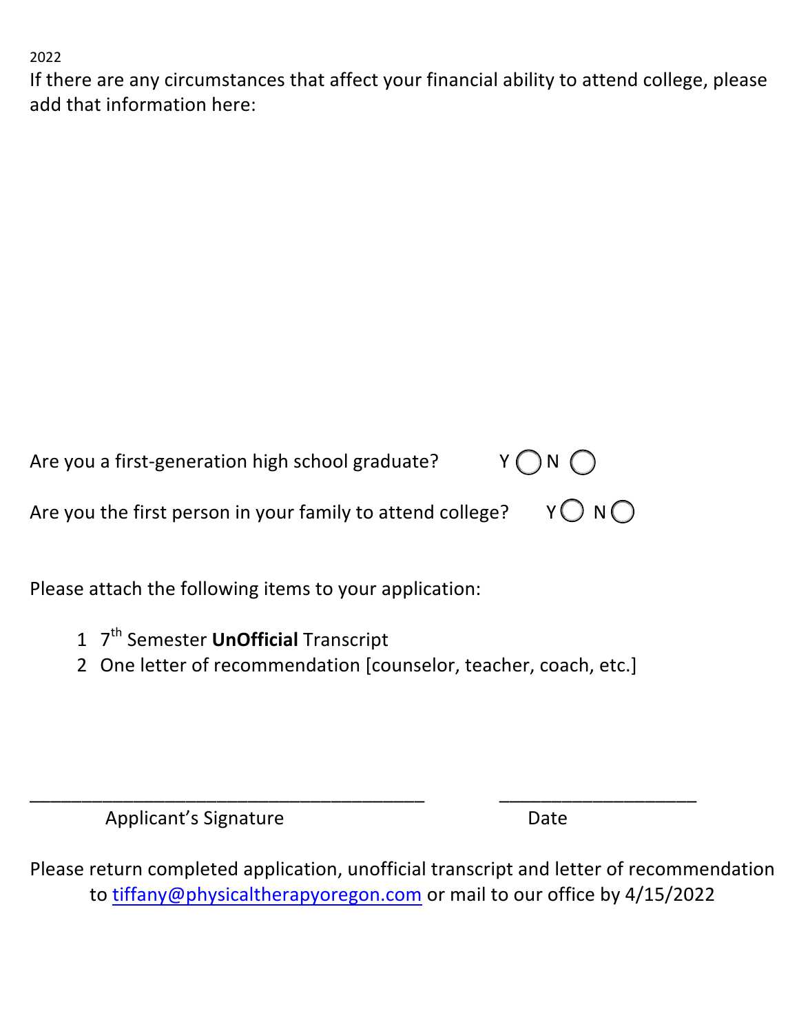2022

If there are any circumstances that affect your financial ability to attend college, please add that information here:

Are you a first-generation high school graduate? Y ◯ N ◯

Are you the first person in your family to attend college? Y ◯ N ◯

Please attach the following items to your application:

1. 7th Semester **UnOfficial** Transcript
2. One letter of recommendation [counselor, teacher, coach, etc.]

\_\_\_\_\_\_\_\_\_\_\_\_\_\_\_\_\_\_\_\_\_\_\_\_\_\_\_\_\_\_\_\_\_\_\_\_\_\_\_\_ \_\_\_\_\_\_\_\_\_\_\_\_\_\_\_\_\_\_\_\_

Applicant's Signature Date

Please return completed application, unofficial transcript and letter of recommendation to tiffany@physicaltherapyoregon.com or mail to our office by 4/15/2022